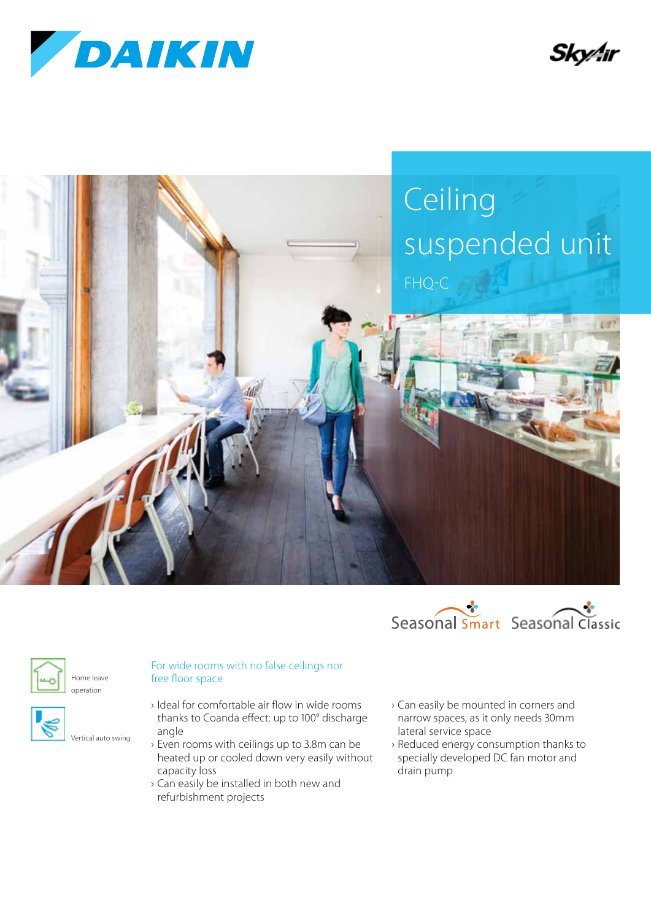DAIKIN

SkyAir

# Ceiling suspended unit

FHQ-C

Seasonal Smart Seasonal Classic

Home leave operation

Vertical auto swing

## For wide rooms with no false ceilings nor free floor space

- Ideal for comfortable air flow in wide rooms thanks to Coanda effect: up to 100° discharge angle
- Even rooms with ceilings up to 3.8m can be heated up or cooled down very easily without capacity loss
- Can easily be installed in both new and refurbishment projects
- Can easily be mounted in corners and narrow spaces, as it only needs 30mm lateral service space
- Reduced energy consumption thanks to specially developed DC fan motor and drain pump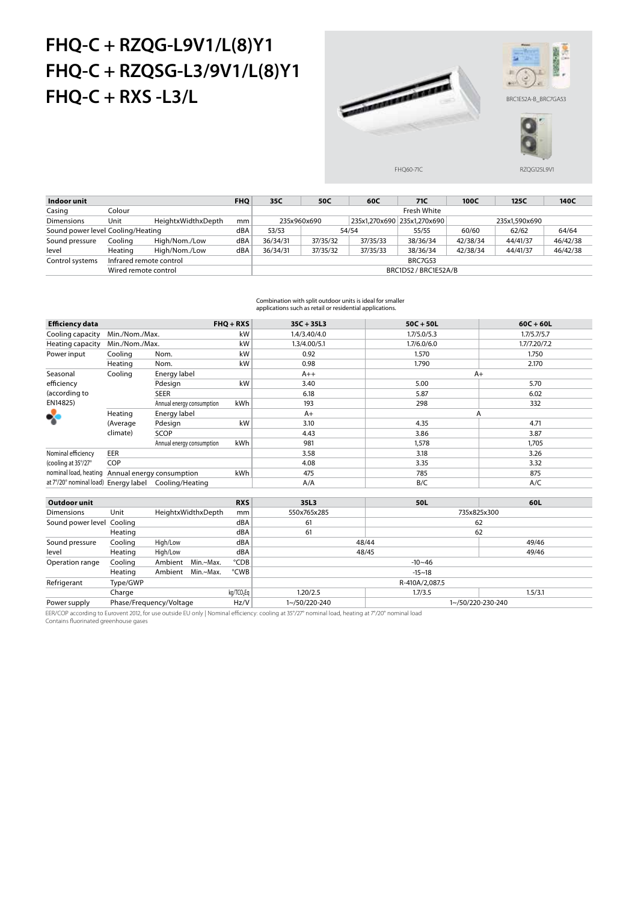# FHQ-C + RZQG-L9V1/L(8)Y1
# FHQ-C + RZQSG-L3/9V1/L(8)Y1
# FHQ-C + RXS -L3/L

BRC1E52A-B_BRC7GA53

FHQ60-71C

RZQG125L9V1

| Indoor unit | | | FHQ | 35C | 50C | 60C | 71C | 100C | 125C | 140C |
|---|---|---|---|---|---|---|---|---|---|---|
| Casing | Colour | | | Fresh White | | | | | | |
| Dimensions | Unit | HeightxWidthxDepth | mm | 235x960x690 | | 235x1,270x690 | 235x1,270x690 | 235x1,590x690 | | |
| Sound power level Cooling/Heating | | | dBA | 53/53 | 54/54 | | 55/55 | 60/60 | 62/62 | 64/64 |
| Sound pressure level | Cooling | High/Nom./Low | dBA | 36/34/31 | 37/35/32 | 37/35/33 | 38/36/34 | 42/38/34 | 44/41/37 | 46/42/38 |
| | Heating | High/Nom./Low | dBA | 36/34/31 | 37/35/32 | 37/35/33 | 38/36/34 | 42/38/34 | 44/41/37 | 46/42/38 |
| Control systems | Infrared remote control | | | BRC7G53 | | | | | | |
| | Wired remote control | | | BRC1D52 / BRC1E52A/B | | | | | | |

Combination with split outdoor units is ideal for smaller applications such as retail or residential applications.

| Efficiency data | | | FHQ + RXS | 35C + 35L3 | 50C + 50L | 60C + 60L |
|---|---|---|---|---|---|---|
| Cooling capacity | Min./Nom./Max. | | kW | 1.4/3.40/4.0 | 1.7/5.0/5.3 | 1.7/5.7/5.7 |
| Heating capacity | Min./Nom./Max. | | kW | 1.3/4.00/5.1 | 1.7/6.0/6.0 | 1.7/7.20/7.2 |
| Power input | Cooling | Nom. | kW | 0.92 | 1.570 | 1.750 |
| | Heating | Nom. | kW | 0.98 | 1.790 | 2.170 |
| Seasonal efficiency (according to EN14825) | Cooling | Energy label | | A++ | A+ | |
| | | Pdesign | kW | 3.40 | 5.00 | 5.70 |
| | | SEER | | 6.18 | 5.87 | 6.02 |
| | | Annual energy consumption | kWh | 193 | 298 | 332 |
| | Heating (Average climate) | Energy label | | A+ | A | |
| | | Pdesign | kW | 3.10 | 4.35 | 4.71 |
| | | SCOP | | 4.43 | 3.86 | 3.87 |
| | | Annual energy consumption | kWh | 981 | 1,578 | 1,705 |
| Nominal efficiency (cooling at 35°/27° nominal load, heating at 7°/20° nominal load) | EER | | | 3.58 | 3.18 | 3.26 |
| | COP | | | 4.08 | 3.35 | 3.32 |
| | Annual energy consumption | | kWh | 475 | 785 | 875 |
| | Energy label | Cooling/Heating | | A/A | B/C | A/C |

| Outdoor unit | | | | RXS | 35L3 | 50L | 60L |
|---|---|---|---|---|---|---|---|
| Dimensions | Unit | HeightxWidthxDepth | | mm | 550x765x285 | 735x825x300 | |
| Sound power level | Cooling | | | dBA | 61 | 62 | |
| | Heating | | | dBA | 61 | 62 | |
| Sound pressure level | Cooling | High/Low | | dBA | 48/44 | | 49/46 |
| | Heating | High/Low | | dBA | 48/45 | | 49/46 |
| Operation range | Cooling | Ambient | Min.~Max. | °CDB | -10~46 | | |
| | Heating | Ambient | Min.~Max. | °CWB | -15~18 | | |
| Refrigerant | Type/GWP | | | | R-410A/2,087.5 | | |
| | Charge | | | kg/TCO₂Eq | 1.20/2.5 | 1.7/3.5 | 1.5/3.1 |
| Power supply | Phase/Frequency/Voltage | | | Hz/V | 1~/50/220-240 | 1~/50/220-230-240 | |

EER/COP according to Eurovent 2012, for use outside EU only | Nominal efficiency: cooling at 35°/27° nominal load, heating at 7°/20° nominal load
Contains fluorinated greenhouse gases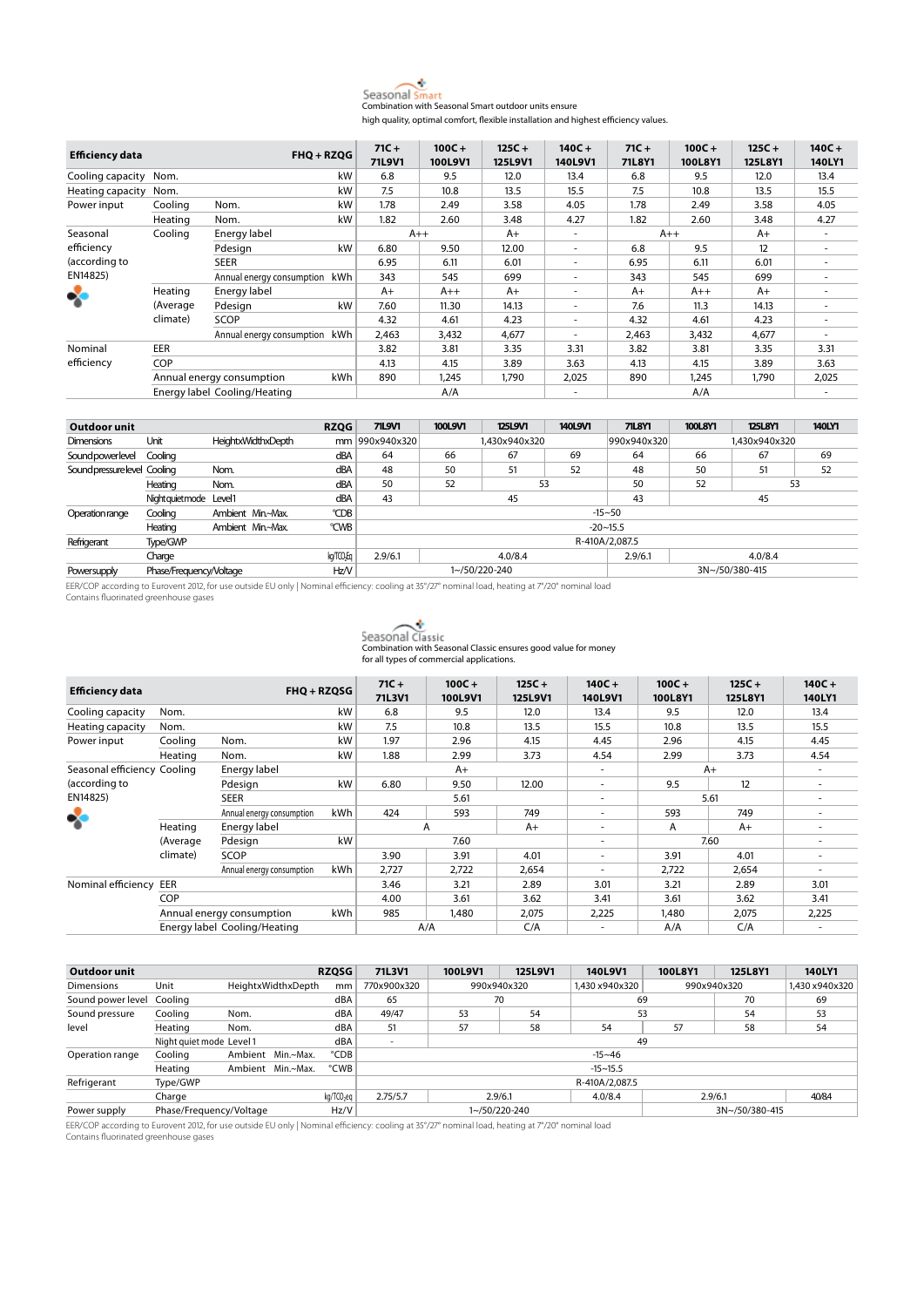## Seasonal Smart

Combination with Seasonal Smart outdoor units ensure high quality, optimal comfort, flexible installation and highest efficiency values.

| Efficiency data | | | FHQ + RZQG | 71C + 71L9V1 | 100C + 100L9V1 | 125C + 125L9V1 | 140C + 140L9V1 | 71C + 71L8Y1 | 100C + 100L8Y1 | 125C + 125L8Y1 | 140C + 140LY1 |
|---|---|---|---|---|---|---|---|---|---|---|---|
| Cooling capacity | Nom. | | kW | 6.8 | 9.5 | 12.0 | 13.4 | 6.8 | 9.5 | 12.0 | 13.4 |
| Heating capacity | Nom. | | kW | 7.5 | 10.8 | 13.5 | 15.5 | 7.5 | 10.8 | 13.5 | 15.5 |
| Power input | Cooling | Nom. | kW | 1.78 | 2.49 | 3.58 | 4.05 | 1.78 | 2.49 | 3.58 | 4.05 |
| | Heating | Nom. | kW | 1.82 | 2.60 | 3.48 | 4.27 | 1.82 | 2.60 | 3.48 | 4.27 |
| Seasonal efficiency (according to EN14825) | Cooling | Energy label | | A++ | | A+ | - | A++ | | A+ | - |
| | | Pdesign | kW | 6.80 | 9.50 | 12.00 | - | 6.8 | 9.5 | 12 | - |
| | | SEER | | 6.95 | 6.11 | 6.01 | - | 6.95 | 6.11 | 6.01 | - |
| | | Annual energy consumption | kWh | 343 | 545 | 699 | - | 343 | 545 | 699 | - |
| | Heating (Average climate) | Energy label | | A+ | A++ | A+ | - | A+ | A++ | A+ | - |
| | | Pdesign | kW | 7.60 | 11.30 | 14.13 | - | 7.6 | 11.3 | 14.13 | - |
| | | SCOP | | 4.32 | 4.61 | 4.23 | - | 4.32 | 4.61 | 4.23 | - |
| | | Annual energy consumption | kWh | 2,463 | 3,432 | 4,677 | - | 2,463 | 3,432 | 4,677 | - |
| Nominal efficiency | EER | | | 3.82 | 3.81 | 3.35 | 3.31 | 3.82 | 3.81 | 3.35 | 3.31 |
| | COP | | | 4.13 | 4.15 | 3.89 | 3.63 | 4.13 | 4.15 | 3.89 | 3.63 |
| | Annual energy consumption | | kWh | 890 | 1,245 | 1,790 | 2,025 | 890 | 1,245 | 1,790 | 2,025 |
| | Energy label Cooling/Heating | | | A/A | | | - | A/A | | | - |

| Outdoor unit | | | | RZQG | 71L9V1 | 100L9V1 | 125L9V1 | 140L9V1 | 71L8Y1 | 100L8Y1 | 125L8Y1 | 140LY1 |
|---|---|---|---|---|---|---|---|---|---|---|---|---|
| Dimensions | Unit | HeightxWidthxDepth | | mm | 990x940x320 | 1,430x940x320 | | | 990x940x320 | 1,430x940x320 | | |
| Sound power level | Cooling | | | dBA | 64 | 66 | 67 | 69 | 64 | 66 | 67 | 69 |
| Sound pressure level | Cooling | Nom. | | dBA | 48 | 50 | 51 | 52 | 48 | 50 | 51 | 52 |
| | Heating | Nom. | | dBA | 50 | 52 | 53 | | 50 | 52 | 53 | |
| | Night quiet mode | Level 1 | | dBA | 43 | 45 | | | 43 | 45 | | |
| Operation range | Cooling | Ambient | Min.~Max. | °CDB | -15~50 | | | | | | | |
| | Heating | Ambient | Min.~Max. | °CWB | -20~15.5 | | | | | | | |
| Refrigerant | Type/GWP | | | | R-410A/2,087.5 | | | | | | | |
| | Charge | | | kg/TCO₂Eq | 2.9/6.1 | 4.0/8.4 | | | 2.9/6.1 | 4.0/8.4 | | |
| Power supply | Phase/Frequency/Voltage | | | Hz/V | 1~/50/220-240 | | | | 3N~/50/380-415 | | | |

EER/COP according to Eurovent 2012, for use outside EU only | Nominal efficiency: cooling at 35°/27° nominal load, heating at 7°/20° nominal load
Contains fluorinated greenhouse gases

## Seasonal Classic

Combination with Seasonal Classic ensures good value for money for all types of commercial applications.

| Efficiency data | | | FHQ + RZQSG | 71C + 71L3V1 | 100C + 100L9V1 | 125C + 125L9V1 | 140C + 140L9V1 | 100C + 100L8Y1 | 125C + 125L8Y1 | 140C + 140LY1 |
|---|---|---|---|---|---|---|---|---|---|---|
| Cooling capacity | Nom. | | kW | 6.8 | 9.5 | 12.0 | 13.4 | 9.5 | 12.0 | 13.4 |
| Heating capacity | Nom. | | kW | 7.5 | 10.8 | 13.5 | 15.5 | 10.8 | 13.5 | 15.5 |
| Power input | Cooling | Nom. | kW | 1.97 | 2.96 | 4.15 | 4.45 | 2.96 | 4.15 | 4.45 |
| | Heating | Nom. | kW | 1.88 | 2.99 | 3.73 | 4.54 | 2.99 | 3.73 | 4.54 |
| Seasonal efficiency (according to EN14825) | Cooling | Energy label | | A+ | | | - | A+ | | - |
| | | Pdesign | kW | 6.80 | 9.50 | 12.00 | - | 9.5 | 12 | - |
| | | SEER | | 5.61 | | | - | 5.61 | | - |
| | | Annual energy consumption | kWh | 424 | 593 | 749 | - | 593 | 749 | - |
| | Heating (Average climate) | Energy label | | A | | A+ | - | A | A+ | - |
| | | Pdesign | kW | 7.60 | | | - | 7.60 | | - |
| | | SCOP | | 3.90 | 3.91 | 4.01 | - | 3.91 | 4.01 | - |
| | | Annual energy consumption | kWh | 2,727 | 2,722 | 2,654 | - | 2,722 | 2,654 | - |
| Nominal efficiency | EER | | | 3.46 | 3.21 | 2.89 | 3.01 | 3.21 | 2.89 | 3.01 |
| | COP | | | 4.00 | 3.61 | 3.62 | 3.41 | 3.61 | 3.62 | 3.41 |
| | Annual energy consumption | | kWh | 985 | 1,480 | 2,075 | 2,225 | 1,480 | 2,075 | 2,225 |
| | Energy label Cooling/Heating | | | A/A | | C/A | - | A/A | C/A | - |

| Outdoor unit | | | | RZQSG | 71L3V1 | 100L9V1 | 125L9V1 | 140L9V1 | 100L8Y1 | 125L8Y1 | 140LY1 |
|---|---|---|---|---|---|---|---|---|---|---|---|
| Dimensions | Unit | HeightxWidthxDepth | | mm | 770x900x320 | 990x940x320 | | 1,430 x940x320 | 990x940x320 | | 1,430 x940x320 |
| Sound power level | Cooling | | | dBA | 65 | 70 | | 69 | | 70 | 69 |
| Sound pressure level | Cooling | Nom. | | dBA | 49/47 | 53 | 54 | 53 | | 54 | 53 |
| | Heating | Nom. | | dBA | 51 | 57 | 58 | 54 | 57 | 58 | 54 |
| | Night quiet mode Level 1 | | | dBA | - | 49 | | | | | |
| Operation range | Cooling | Ambient | Min.~Max. | °CDB | -15~46 | | | | | | |
| | Heating | Ambient | Min.~Max. | °CWB | -15~15.5 | | | | | | |
| Refrigerant | Type/GWP | | | | R-410A/2,087.5 | | | | | | |
| | Charge | | | kg/TCO₂eq | 2.75/5.7 | 2.9/6.1 | | 4.0/8.4 | 2.9/6.1 | | 4.0/8.4 |
| Power supply | Phase/Frequency/Voltage | | | Hz/V | 1~/50/220-240 | | | | 3N~/50/380-415 | | |

EER/COP according to Eurovent 2012, for use outside EU only | Nominal efficiency: cooling at 35°/27° nominal load, heating at 7°/20° nominal load
Contains fluorinated greenhouse gases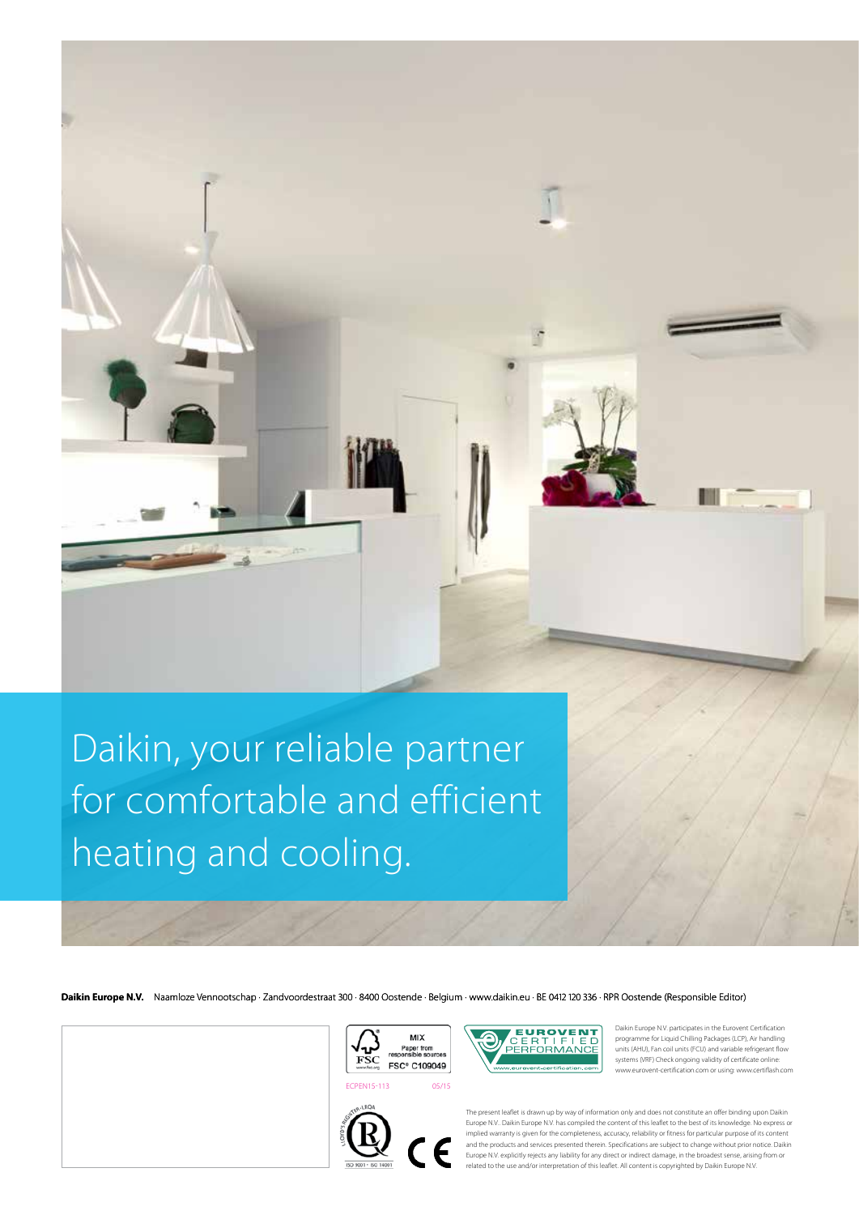Daikin, your reliable partner for comfortable and efficient heating and cooling.

**Daikin Europe N.V.** Naamloze Vennootschap · Zandvoordestraat 300 · 8400 Oostende · Belgium · www.daikin.eu · BE 0412 120 336 · RPR Oostende (Responsible Editor)

MIX
Paper from responsible sources
FSC® C109049

ECPEN15-113 05/15

EUROVENT CERTIFIED PERFORMANCE
www.eurovent-certification.com

Daikin Europe N.V. participates in the Eurovent Certification programme for Liquid Chilling Packages (LCP), Air handling units (AHU), Fan coil units (FCU) and variable refrigerant flow systems (VRF) Check ongoing validity of certificate online: www.eurovent-certification.com or using: www.certiflash.com

LLOYD'S REGISTER LRQA
ISO 9001 · ISO 14001

CE

The present leaflet is drawn up by way of information only and does not constitute an offer binding upon Daikin Europe N.V.. Daikin Europe N.V. has compiled the content of this leaflet to the best of its knowledge. No express or implied warranty is given for the completeness, accuracy, reliability or fitness for particular purpose of its content and the products and services presented therein. Specifications are subject to change without prior notice. Daikin Europe N.V. explicitly rejects any liability for any direct or indirect damage, in the broadest sense, arising from or related to the use and/or interpretation of this leaflet. All content is copyrighted by Daikin Europe N.V.